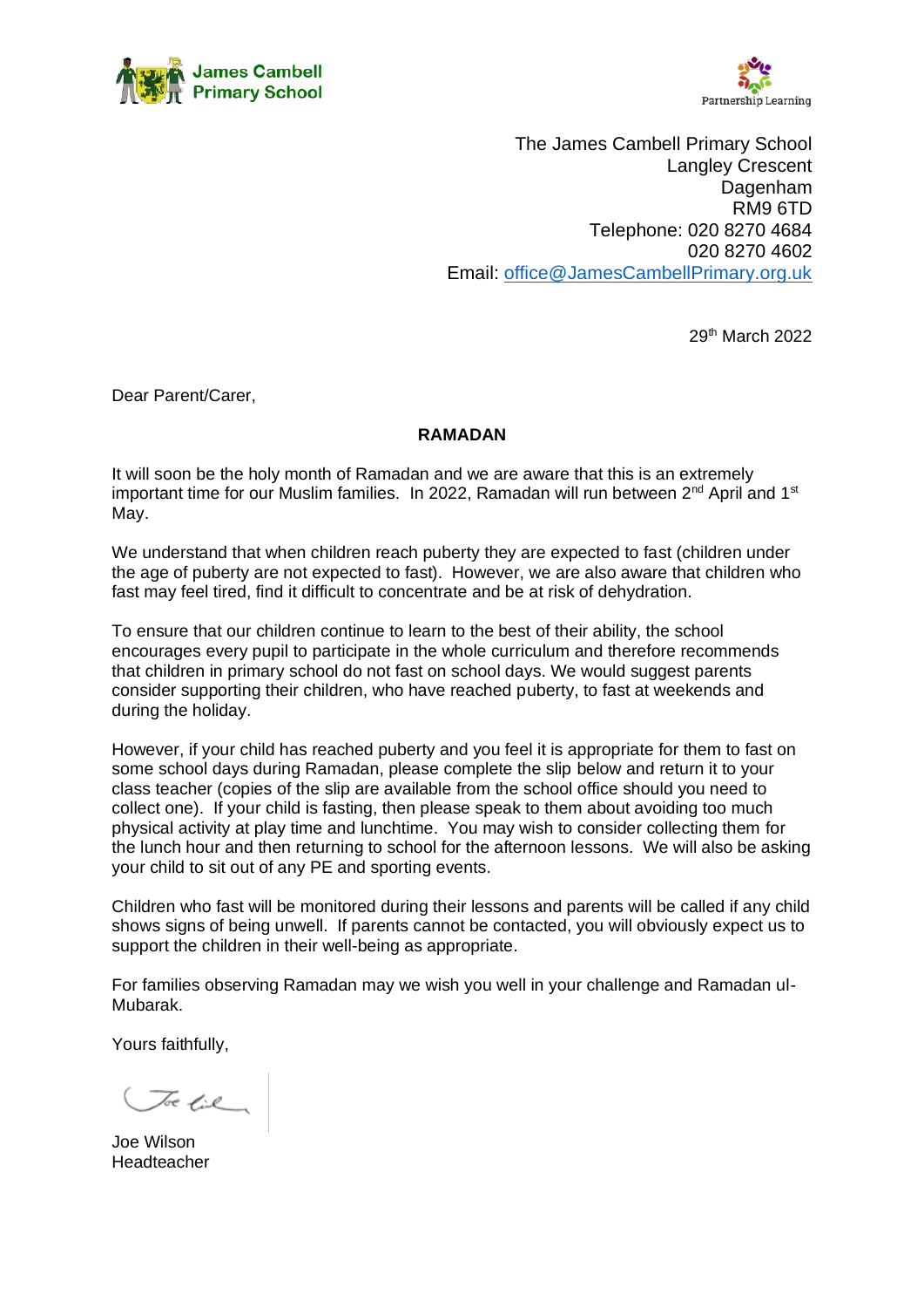James Cambell Primary School

Partnership Learning

The James Cambell Primary School
Langley Crescent
Dagenham
RM9 6TD
Telephone: 020 8270 4684
020 8270 4602
Email: office@JamesCambellPrimary.org.uk

29th March 2022

Dear Parent/Carer,

**RAMADAN**

It will soon be the holy month of Ramadan and we are aware that this is an extremely important time for our Muslim families. In 2022, Ramadan will run between 2nd April and 1st May.

We understand that when children reach puberty they are expected to fast (children under the age of puberty are not expected to fast). However, we are also aware that children who fast may feel tired, find it difficult to concentrate and be at risk of dehydration.

To ensure that our children continue to learn to the best of their ability, the school encourages every pupil to participate in the whole curriculum and therefore recommends that children in primary school do not fast on school days. We would suggest parents consider supporting their children, who have reached puberty, to fast at weekends and during the holiday.

However, if your child has reached puberty and you feel it is appropriate for them to fast on some school days during Ramadan, please complete the slip below and return it to your class teacher (copies of the slip are available from the school office should you need to collect one). If your child is fasting, then please speak to them about avoiding too much physical activity at play time and lunchtime. You may wish to consider collecting them for the lunch hour and then returning to school for the afternoon lessons. We will also be asking your child to sit out of any PE and sporting events.

Children who fast will be monitored during their lessons and parents will be called if any child shows signs of being unwell. If parents cannot be contacted, you will obviously expect us to support the children in their well-being as appropriate.

For families observing Ramadan may we wish you well in your challenge and Ramadan ul-Mubarak.

Yours faithfully,

Joe Wilson
Headteacher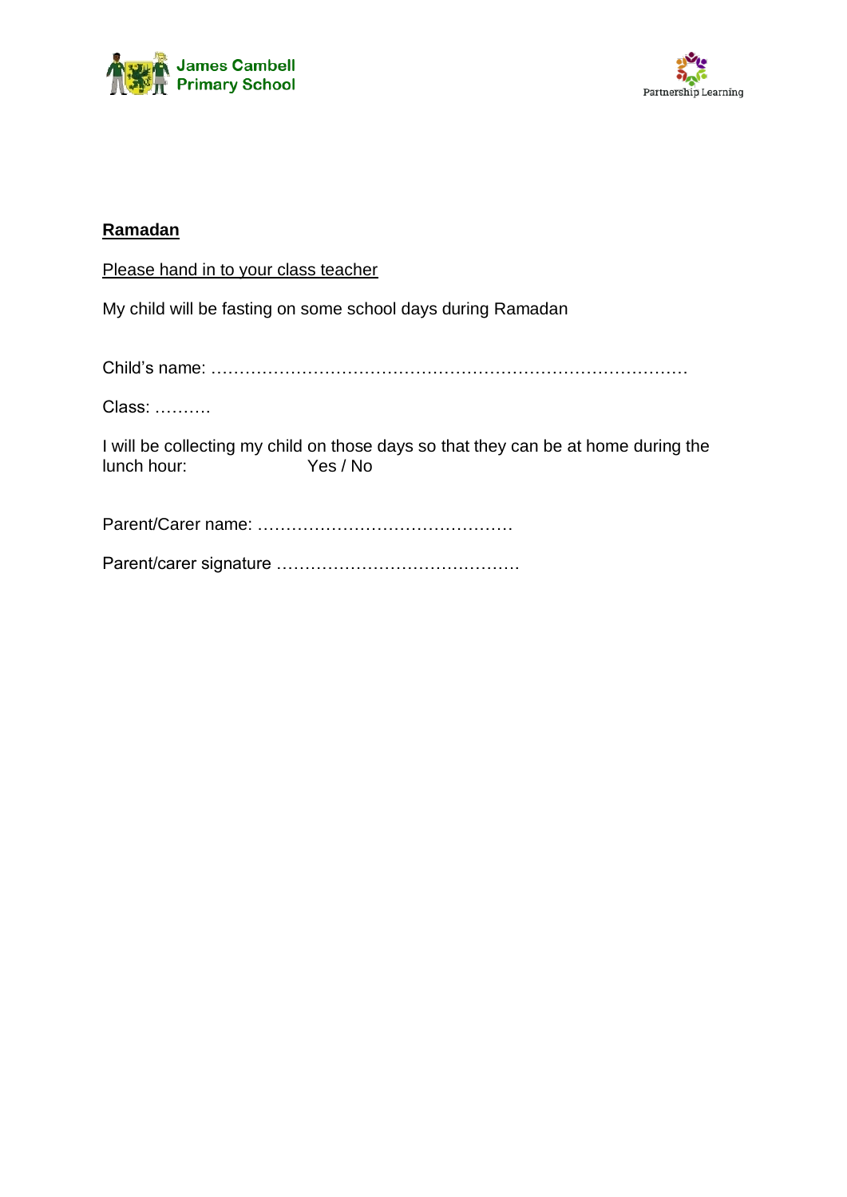James Cambell Primary School

Partnership Learning

**Ramadan**

Please hand in to your class teacher

My child will be fasting on some school days during Ramadan

Child's name: ………………………………………………………………………….

Class: ……….

I will be collecting my child on those days so that they can be at home during the lunch hour: Yes / No

Parent/Carer name: ……………………………………….

Parent/carer signature …………………………………….